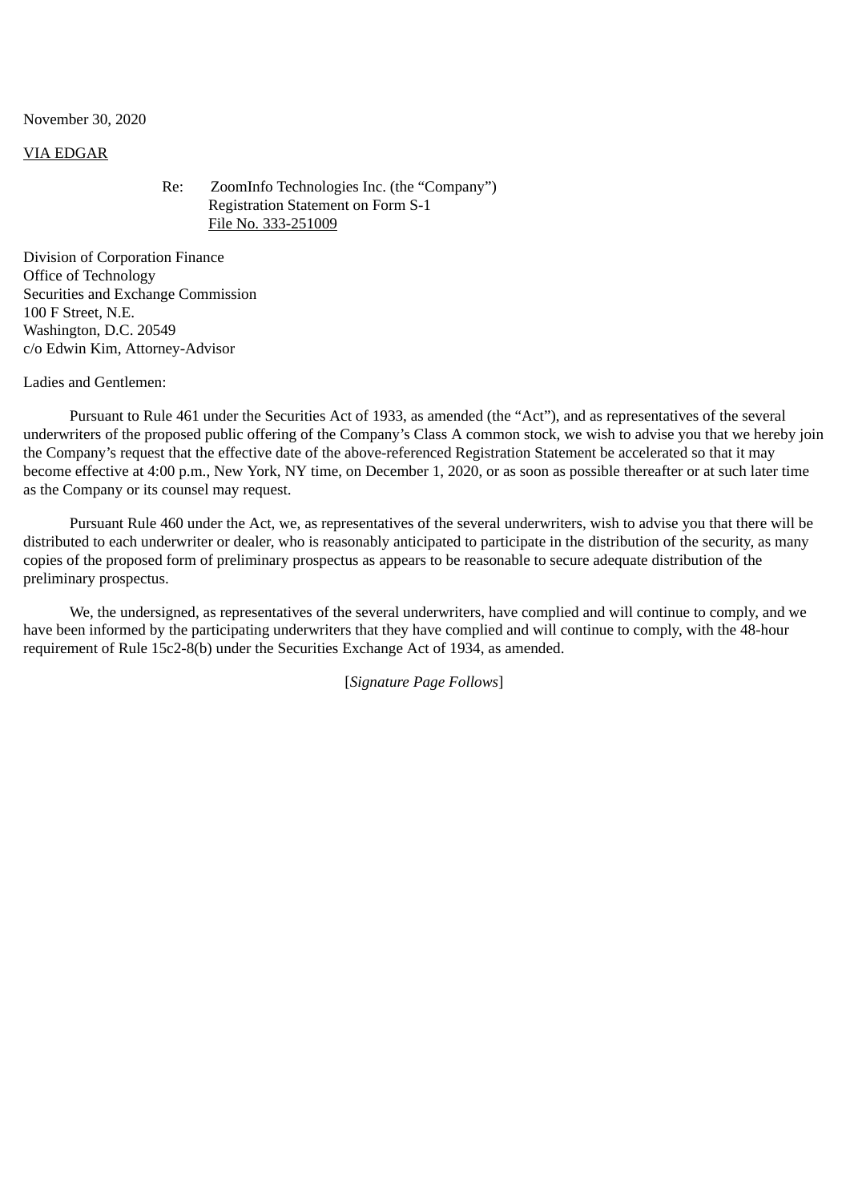November 30, 2020

VIA EDGAR

Re: ZoomInfo Technologies Inc. (the "Company")
Registration Statement on Form S-1
File No. 333-251009

Division of Corporation Finance
Office of Technology
Securities and Exchange Commission
100 F Street, N.E.
Washington, D.C. 20549
c/o Edwin Kim, Attorney-Advisor

Ladies and Gentlemen:

Pursuant to Rule 461 under the Securities Act of 1933, as amended (the "Act"), and as representatives of the several underwriters of the proposed public offering of the Company's Class A common stock, we wish to advise you that we hereby join the Company's request that the effective date of the above-referenced Registration Statement be accelerated so that it may become effective at 4:00 p.m., New York, NY time, on December 1, 2020, or as soon as possible thereafter or at such later time as the Company or its counsel may request.

Pursuant Rule 460 under the Act, we, as representatives of the several underwriters, wish to advise you that there will be distributed to each underwriter or dealer, who is reasonably anticipated to participate in the distribution of the security, as many copies of the proposed form of preliminary prospectus as appears to be reasonable to secure adequate distribution of the preliminary prospectus.

We, the undersigned, as representatives of the several underwriters, have complied and will continue to comply, and we have been informed by the participating underwriters that they have complied and will continue to comply, with the 48-hour requirement of Rule 15c2-8(b) under the Securities Exchange Act of 1934, as amended.

[*Signature Page Follows*]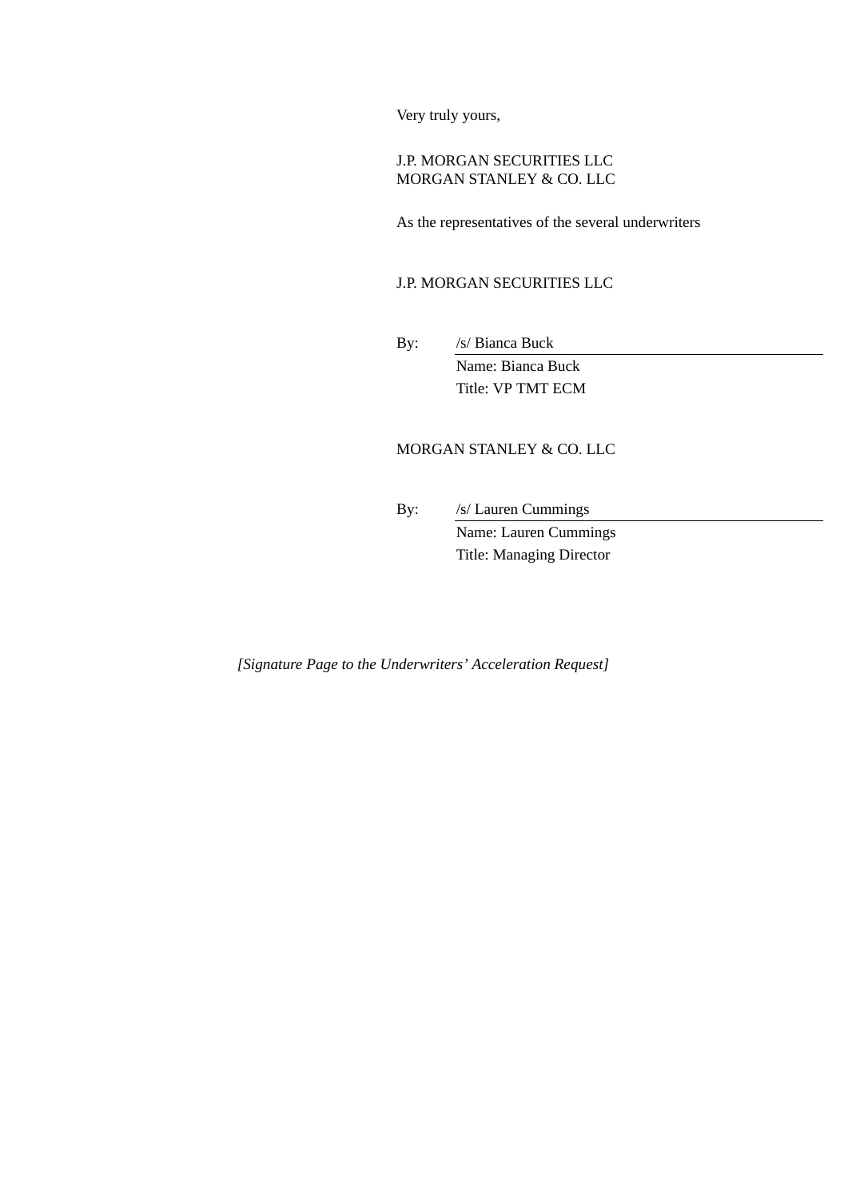Very truly yours,

J.P. MORGAN SECURITIES LLC
MORGAN STANLEY & CO. LLC

As the representatives of the several underwriters

J.P. MORGAN SECURITIES LLC

By: /s/ Bianca Buck
Name: Bianca Buck
Title: VP TMT ECM

MORGAN STANLEY & CO. LLC

By: /s/ Lauren Cummings
Name: Lauren Cummings
Title: Managing Director

*[Signature Page to the Underwriters' Acceleration Request]*